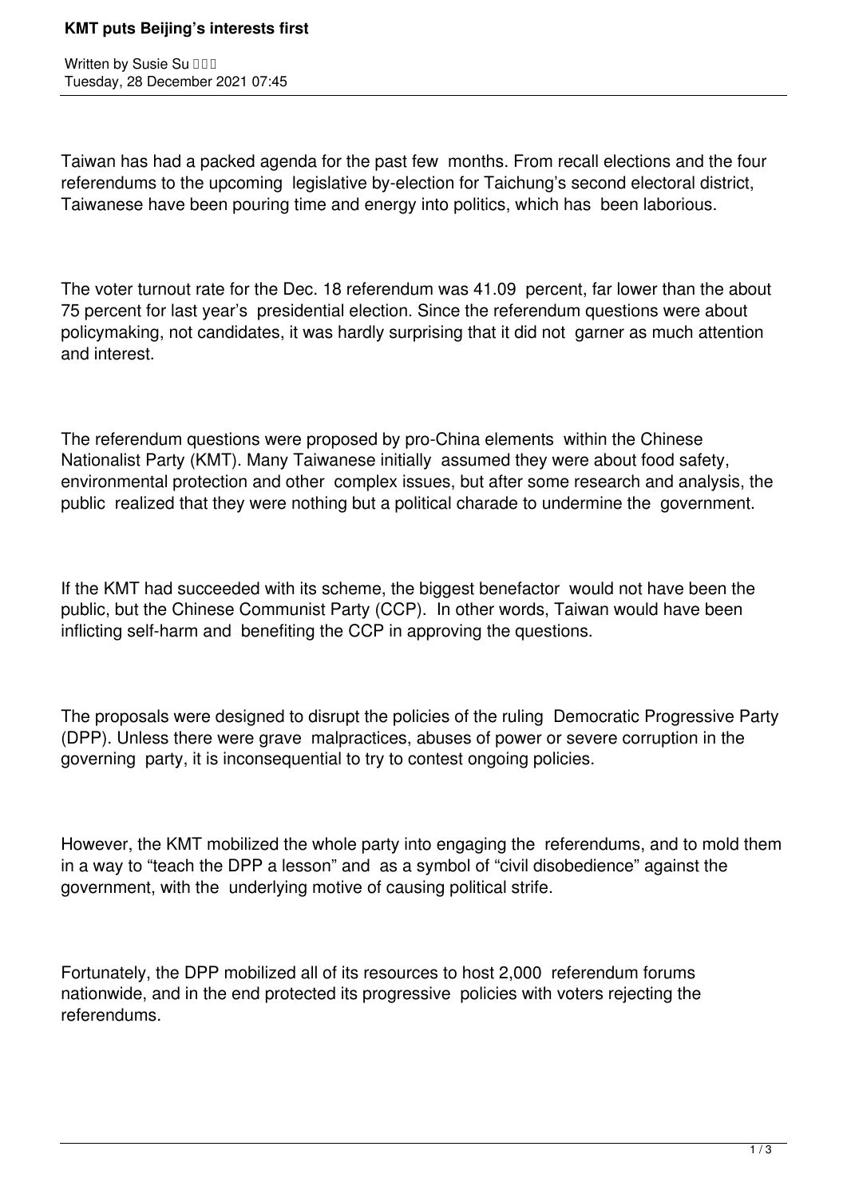# KMT puts Beijing's interests first

Written by Susie Su 
Tuesday, 28 December 2021 07:45

Taiwan has had a packed agenda for the past few months. From recall elections and the four referendums to the upcoming legislative by-election for Taichung's second electoral district, Taiwanese have been pouring time and energy into politics, which has been laborious.

The voter turnout rate for the Dec. 18 referendum was 41.09 percent, far lower than the about 75 percent for last year's presidential election. Since the referendum questions were about policymaking, not candidates, it was hardly surprising that it did not garner as much attention and interest.

The referendum questions were proposed by pro-China elements within the Chinese Nationalist Party (KMT). Many Taiwanese initially assumed they were about food safety, environmental protection and other complex issues, but after some research and analysis, the public realized that they were nothing but a political charade to undermine the government.

If the KMT had succeeded with its scheme, the biggest benefactor would not have been the public, but the Chinese Communist Party (CCP). In other words, Taiwan would have been inflicting self-harm and benefiting the CCP in approving the questions.

The proposals were designed to disrupt the policies of the ruling Democratic Progressive Party (DPP). Unless there were grave malpractices, abuses of power or severe corruption in the governing party, it is inconsequential to try to contest ongoing policies.

However, the KMT mobilized the whole party into engaging the referendums, and to mold them in a way to "teach the DPP a lesson" and as a symbol of "civil disobedience" against the government, with the underlying motive of causing political strife.

Fortunately, the DPP mobilized all of its resources to host 2,000 referendum forums nationwide, and in the end protected its progressive policies with voters rejecting the referendums.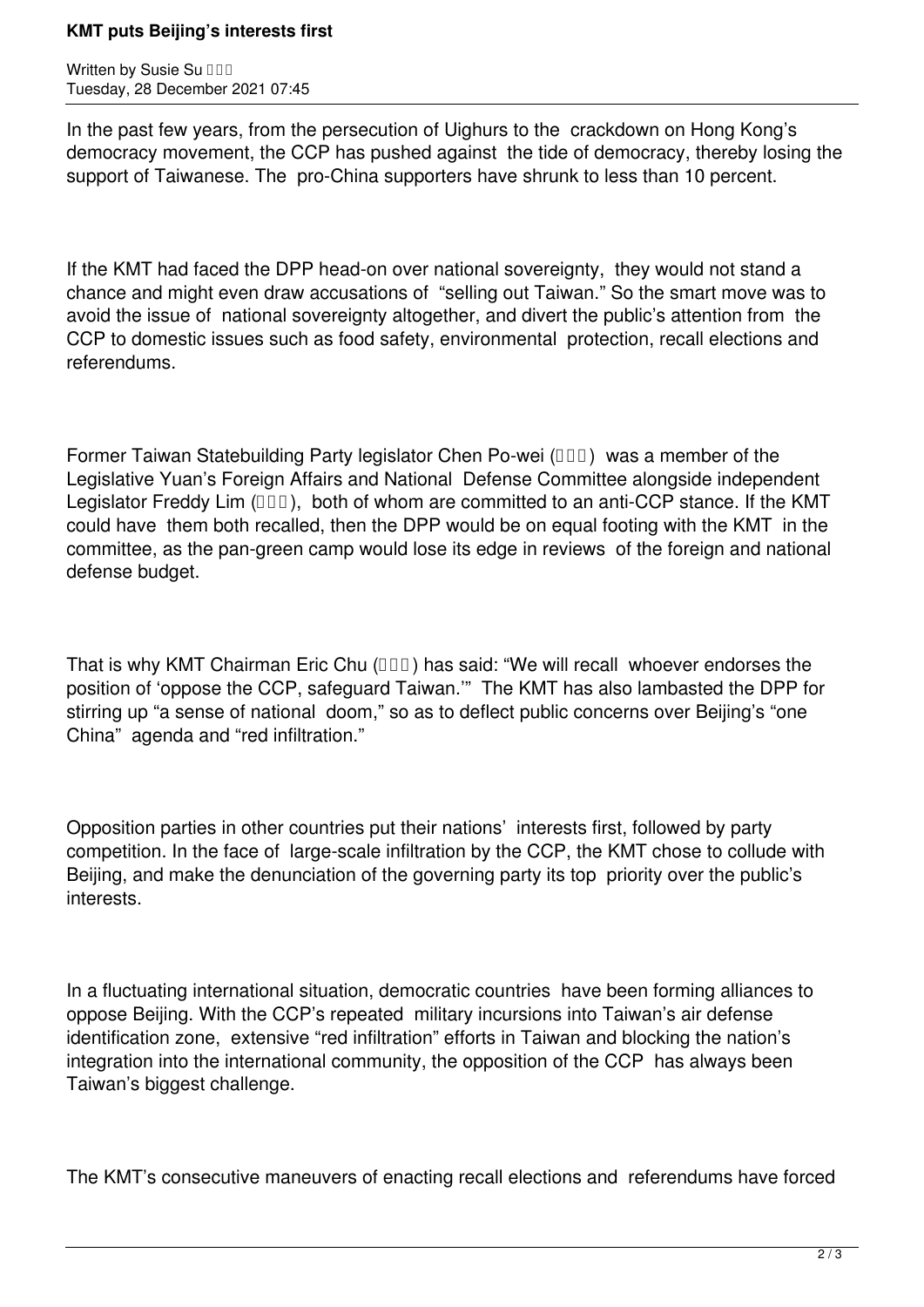In the past few years, from the persecution of Uighurs to the crackdown on Hong Kong's democracy movement, the CCP has pushed against the tide of democracy, thereby losing the support of Taiwanese. The pro-China supporters have shrunk to less than 10 percent.

If the KMT had faced the DPP head-on over national sovereignty, they would not stand a chance and might even draw accusations of "selling out Taiwan." So the smart move was to avoid the issue of national sovereignty altogether, and divert the public's attention from the CCP to domestic issues such as food safety, environmental protection, recall elections and referendums.

Former Taiwan Statebuilding Party legislator Chen Po-wei (陳柏惟) was a member of the Legislative Yuan's Foreign Affairs and National Defense Committee alongside independent Legislator Freddy Lim (林昶佐), both of whom are committed to an anti-CCP stance. If the KMT could have them both recalled, then the DPP would be on equal footing with the KMT in the committee, as the pan-green camp would lose its edge in reviews of the foreign and national defense budget.

That is why KMT Chairman Eric Chu (朱立倫) has said: "We will recall whoever endorses the position of 'oppose the CCP, safeguard Taiwan.'" The KMT has also lambasted the DPP for stirring up "a sense of national doom," so as to deflect public concerns over Beijing's "one China" agenda and "red infiltration."

Opposition parties in other countries put their nations' interests first, followed by party competition. In the face of large-scale infiltration by the CCP, the KMT chose to collude with Beijing, and make the denunciation of the governing party its top priority over the public's interests.

In a fluctuating international situation, democratic countries have been forming alliances to oppose Beijing. With the CCP's repeated military incursions into Taiwan's air defense identification zone, extensive "red infiltration" efforts in Taiwan and blocking the nation's integration into the international community, the opposition of the CCP has always been Taiwan's biggest challenge.

The KMT's consecutive maneuvers of enacting recall elections and referendums have forced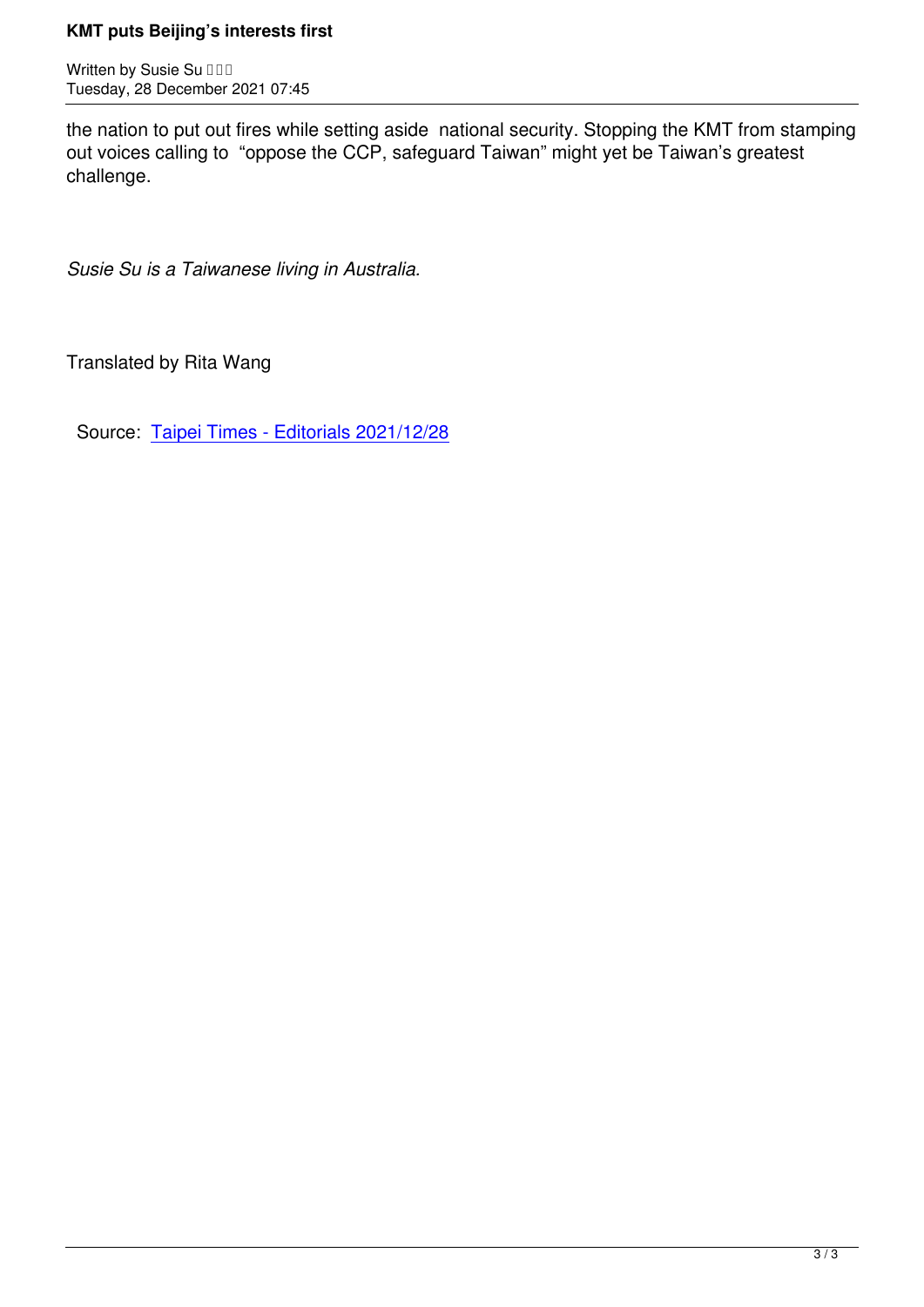the nation to put out fires while setting aside national security. Stopping the KMT from stamping out voices calling to "oppose the CCP, safeguard Taiwan" might yet be Taiwan's greatest challenge.

*Susie Su is a Taiwanese living in Australia.*

Translated by Rita Wang

Source: Taipei Times - Editorials 2021/12/28